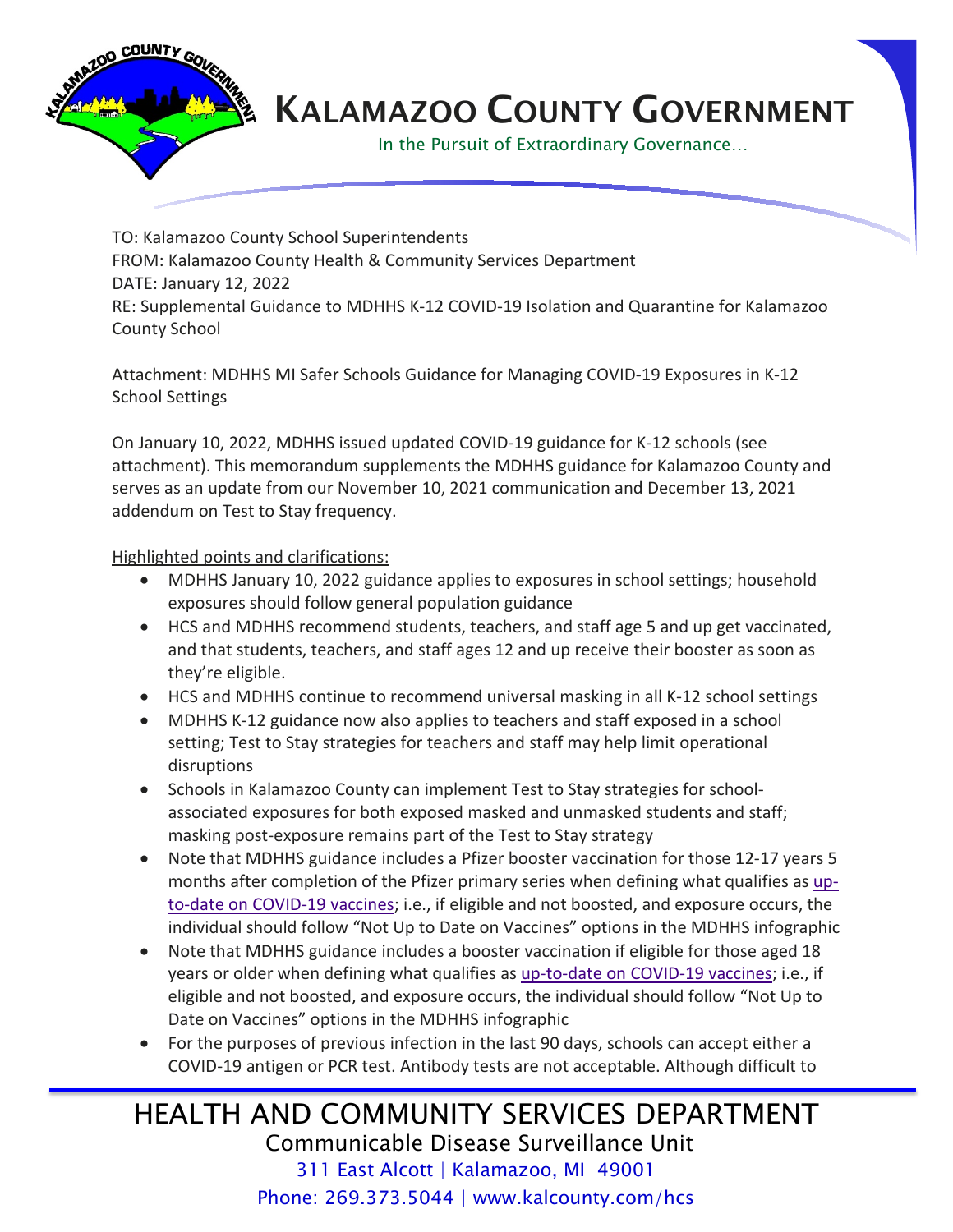# Kalamazoo County Government

In the Pursuit of Extraordinary Governance…

TO: Kalamazoo County School Superintendents
FROM: Kalamazoo County Health & Community Services Department
DATE: January 12, 2022
RE: Supplemental Guidance to MDHHS K-12 COVID-19 Isolation and Quarantine for Kalamazoo County School

Attachment: MDHHS MI Safer Schools Guidance for Managing COVID-19 Exposures in K-12 School Settings

On January 10, 2022, MDHHS issued updated COVID-19 guidance for K-12 schools (see attachment). This memorandum supplements the MDHHS guidance for Kalamazoo County and serves as an update from our November 10, 2021 communication and December 13, 2021 addendum on Test to Stay frequency.

Highlighted points and clarifications:

- MDHHS January 10, 2022 guidance applies to exposures in school settings; household exposures should follow general population guidance
- HCS and MDHHS recommend students, teachers, and staff age 5 and up get vaccinated, and that students, teachers, and staff ages 12 and up receive their booster as soon as they're eligible.
- HCS and MDHHS continue to recommend universal masking in all K-12 school settings
- MDHHS K-12 guidance now also applies to teachers and staff exposed in a school setting; Test to Stay strategies for teachers and staff may help limit operational disruptions
- Schools in Kalamazoo County can implement Test to Stay strategies for school-associated exposures for both exposed masked and unmasked students and staff; masking post-exposure remains part of the Test to Stay strategy
- Note that MDHHS guidance includes a Pfizer booster vaccination for those 12-17 years 5 months after completion of the Pfizer primary series when defining what qualifies as up-to-date on COVID-19 vaccines; i.e., if eligible and not boosted, and exposure occurs, the individual should follow "Not Up to Date on Vaccines" options in the MDHHS infographic
- Note that MDHHS guidance includes a booster vaccination if eligible for those aged 18 years or older when defining what qualifies as up-to-date on COVID-19 vaccines; i.e., if eligible and not boosted, and exposure occurs, the individual should follow "Not Up to Date on Vaccines" options in the MDHHS infographic
- For the purposes of previous infection in the last 90 days, schools can accept either a COVID-19 antigen or PCR test. Antibody tests are not acceptable. Although difficult to

HEALTH AND COMMUNITY SERVICES DEPARTMENT
Communicable Disease Surveillance Unit
311 East Alcott | Kalamazoo, MI 49001
Phone: 269.373.5044 | www.kalcounty.com/hcs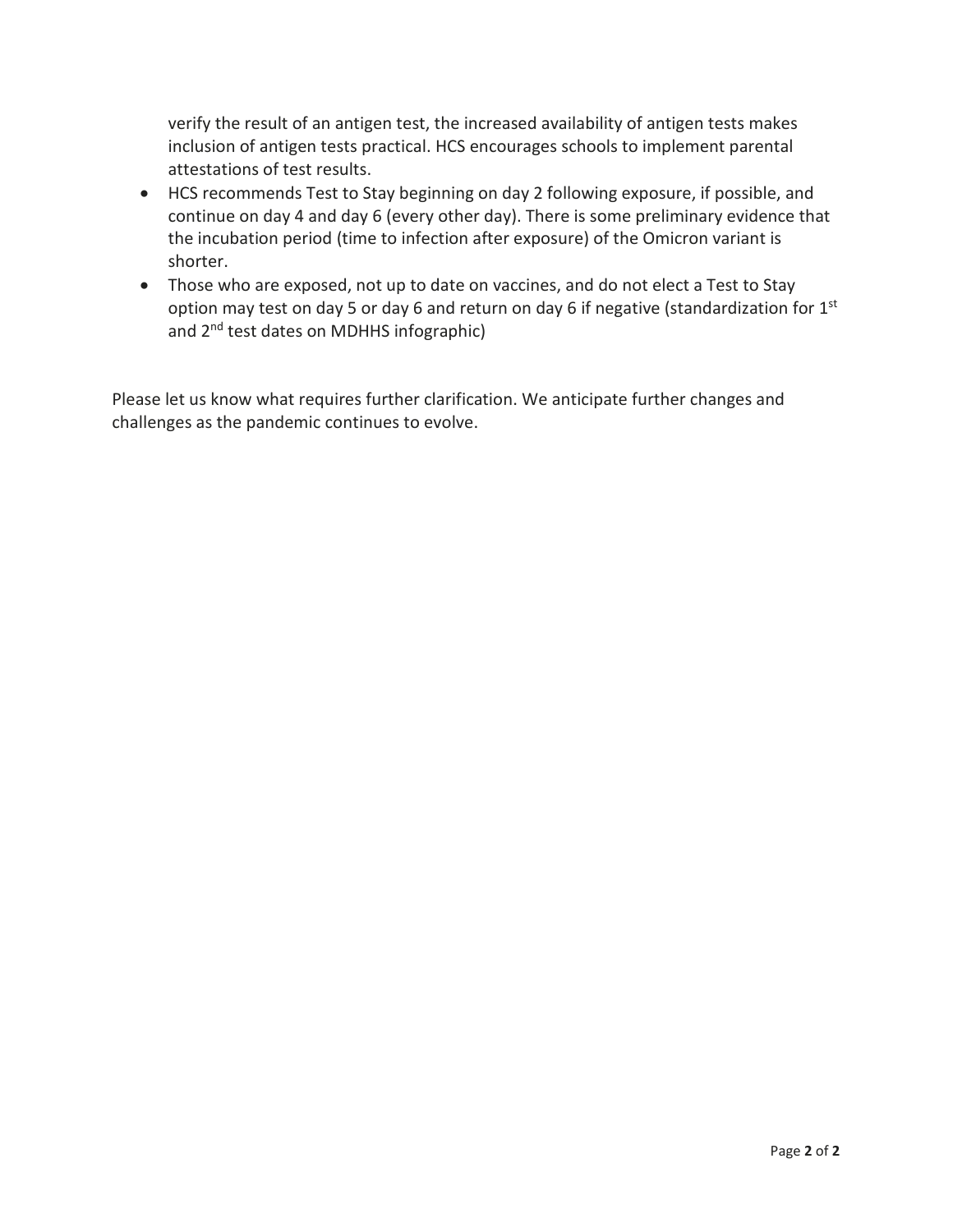verify the result of an antigen test, the increased availability of antigen tests makes inclusion of antigen tests practical. HCS encourages schools to implement parental attestations of test results.

- HCS recommends Test to Stay beginning on day 2 following exposure, if possible, and continue on day 4 and day 6 (every other day). There is some preliminary evidence that the incubation period (time to infection after exposure) of the Omicron variant is shorter.
- Those who are exposed, not up to date on vaccines, and do not elect a Test to Stay option may test on day 5 or day 6 and return on day 6 if negative (standardization for 1st and 2nd test dates on MDHHS infographic)

Please let us know what requires further clarification. We anticipate further changes and challenges as the pandemic continues to evolve.